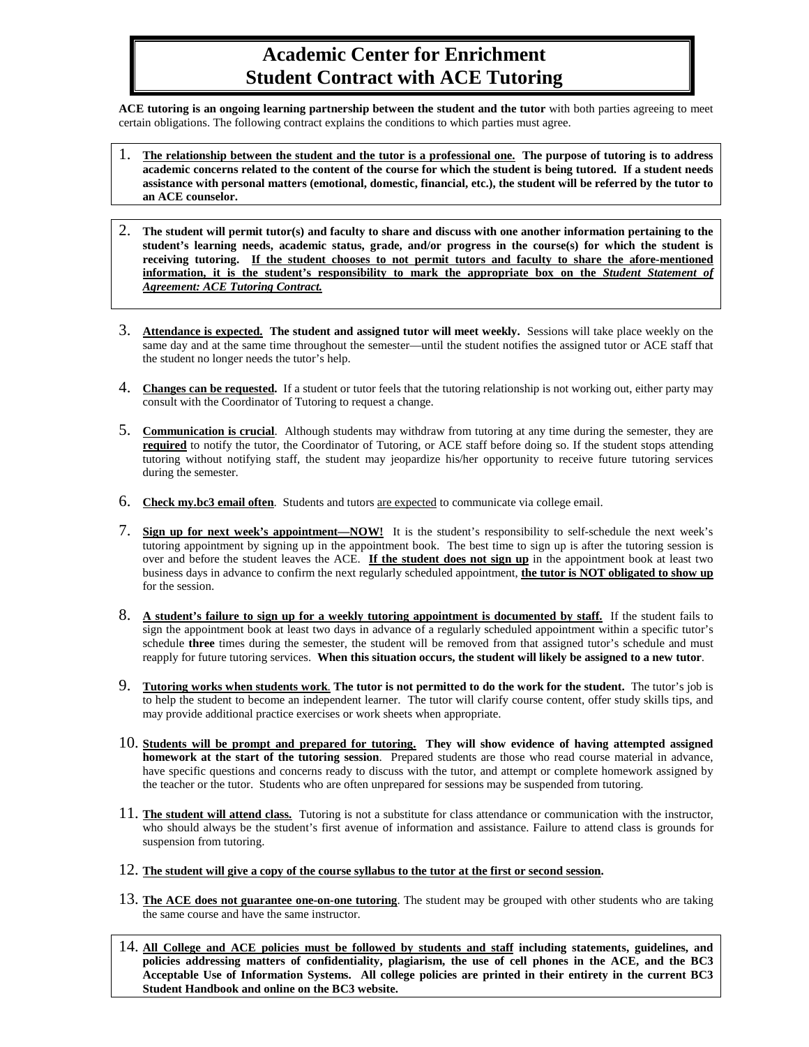# Academic Center for Enrichment
# Student Contract with ACE Tutoring

**ACE tutoring is an ongoing learning partnership between the student and the tutor** with both parties agreeing to meet certain obligations. The following contract explains the conditions to which parties must agree.

1. **The relationship between the student and the tutor is a professional one. The purpose of tutoring is to address academic concerns related to the content of the course for which the student is being tutored. If a student needs assistance with personal matters (emotional, domestic, financial, etc.), the student will be referred by the tutor to an ACE counselor.**

2. **The student will permit tutor(s) and faculty to share and discuss with one another information pertaining to the student's learning needs, academic status, grade, and/or progress in the course(s) for which the student is receiving tutoring. If the student chooses to not permit tutors and faculty to share the afore-mentioned information, it is the student's responsibility to mark the appropriate box on the *Student Statement of Agreement: ACE Tutoring Contract.***

3. **Attendance is expected. The student and assigned tutor will meet weekly.** Sessions will take place weekly on the same day and at the same time throughout the semester—until the student notifies the assigned tutor or ACE staff that the student no longer needs the tutor's help.

4. **Changes can be requested.** If a student or tutor feels that the tutoring relationship is not working out, either party may consult with the Coordinator of Tutoring to request a change.

5. **Communication is crucial**. Although students may withdraw from tutoring at any time during the semester, they are **required** to notify the tutor, the Coordinator of Tutoring, or ACE staff before doing so. If the student stops attending tutoring without notifying staff, the student may jeopardize his/her opportunity to receive future tutoring services during the semester.

6. **Check my.bc3 email often**. Students and tutors are expected to communicate via college email.

7. **Sign up for next week's appointment—NOW!** It is the student's responsibility to self-schedule the next week's tutoring appointment by signing up in the appointment book. The best time to sign up is after the tutoring session is over and before the student leaves the ACE. **If the student does not sign up** in the appointment book at least two business days in advance to confirm the next regularly scheduled appointment, **the tutor is NOT obligated to show up** for the session.

8. **A student's failure to sign up for a weekly tutoring appointment is documented by staff.** If the student fails to sign the appointment book at least two days in advance of a regularly scheduled appointment within a specific tutor's schedule **three** times during the semester, the student will be removed from that assigned tutor's schedule and must reapply for future tutoring services. **When this situation occurs, the student will likely be assigned to a new tutor**.

9. **Tutoring works when students work**. **The tutor is not permitted to do the work for the student.** The tutor's job is to help the student to become an independent learner. The tutor will clarify course content, offer study skills tips, and may provide additional practice exercises or work sheets when appropriate.

10. **Students will be prompt and prepared for tutoring. They will show evidence of having attempted assigned homework at the start of the tutoring session**. Prepared students are those who read course material in advance, have specific questions and concerns ready to discuss with the tutor, and attempt or complete homework assigned by the teacher or the tutor. Students who are often unprepared for sessions may be suspended from tutoring.

11. **The student will attend class.** Tutoring is not a substitute for class attendance or communication with the instructor, who should always be the student's first avenue of information and assistance. Failure to attend class is grounds for suspension from tutoring.

12. **The student will give a copy of the course syllabus to the tutor at the first or second session.**

13. **The ACE does not guarantee one-on-one tutoring**. The student may be grouped with other students who are taking the same course and have the same instructor.

14. **All College and ACE policies must be followed by students and staff including statements, guidelines, and policies addressing matters of confidentiality, plagiarism, the use of cell phones in the ACE, and the BC3 Acceptable Use of Information Systems. All college policies are printed in their entirety in the current BC3 Student Handbook and online on the BC3 website.**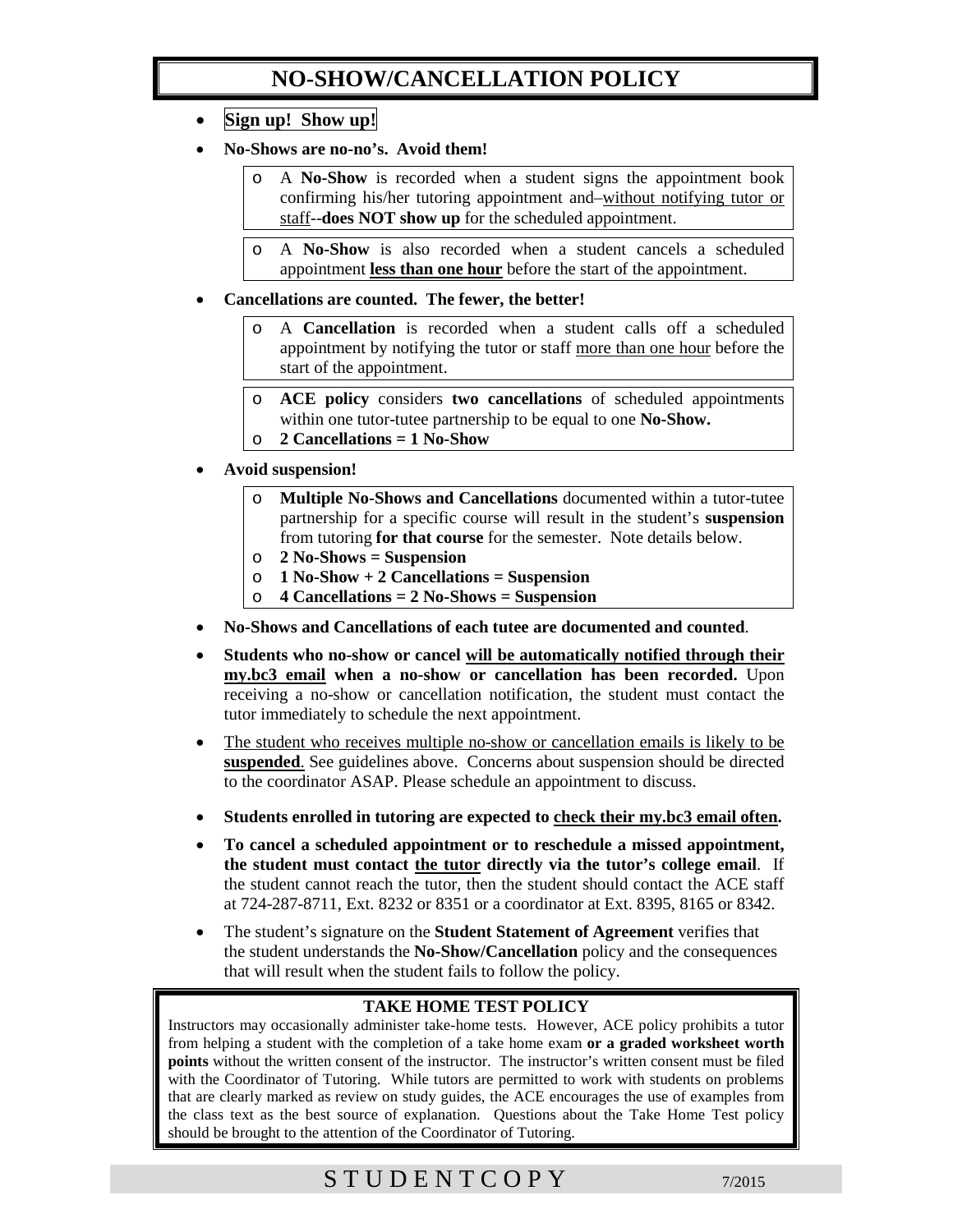# NO-SHOW/CANCELLATION POLICY

- **Sign up! Show up!**
- **No-Shows are no-no's. Avoid them!**
  - A **No-Show** is recorded when a student signs the appointment book confirming his/her tutoring appointment and–without notifying tutor or staff--**does NOT show up** for the scheduled appointment.
  - A **No-Show** is also recorded when a student cancels a scheduled appointment **less than one hour** before the start of the appointment.
- **Cancellations are counted. The fewer, the better!**
  - A **Cancellation** is recorded when a student calls off a scheduled appointment by notifying the tutor or staff more than one hour before the start of the appointment.
  - **ACE policy** considers **two cancellations** of scheduled appointments within one tutor-tutee partnership to be equal to one **No-Show.**
  - **2 Cancellations = 1 No-Show**
- **Avoid suspension!**
  - **Multiple No-Shows and Cancellations** documented within a tutor-tutee partnership for a specific course will result in the student's **suspension** from tutoring **for that course** for the semester. Note details below.
  - **2 No-Shows = Suspension**
  - **1 No-Show + 2 Cancellations = Suspension**
  - **4 Cancellations = 2 No-Shows = Suspension**
- **No-Shows and Cancellations of each tutee are documented and counted**.
- **Students who no-show or cancel will be automatically notified through their my.bc3 email when a no-show or cancellation has been recorded.** Upon receiving a no-show or cancellation notification, the student must contact the tutor immediately to schedule the next appointment.
- The student who receives multiple no-show or cancellation emails is likely to be **suspended**. See guidelines above. Concerns about suspension should be directed to the coordinator ASAP. Please schedule an appointment to discuss.
- **Students enrolled in tutoring are expected to check their my.bc3 email often.**
- **To cancel a scheduled appointment or to reschedule a missed appointment, the student must contact the tutor directly via the tutor's college email**. If the student cannot reach the tutor, then the student should contact the ACE staff at 724-287-8711, Ext. 8232 or 8351 or a coordinator at Ext. 8395, 8165 or 8342.
- The student's signature on the **Student Statement of Agreement** verifies that the student understands the **No-Show/Cancellation** policy and the consequences that will result when the student fails to follow the policy.

## TAKE HOME TEST POLICY

Instructors may occasionally administer take-home tests. However, ACE policy prohibits a tutor from helping a student with the completion of a take home exam **or a graded worksheet worth points** without the written consent of the instructor. The instructor's written consent must be filed with the Coordinator of Tutoring. While tutors are permitted to work with students on problems that are clearly marked as review on study guides, the ACE encourages the use of examples from the class text as the best source of explanation. Questions about the Take Home Test policy should be brought to the attention of the Coordinator of Tutoring.

S T U D E N T C O P Y 7/2015